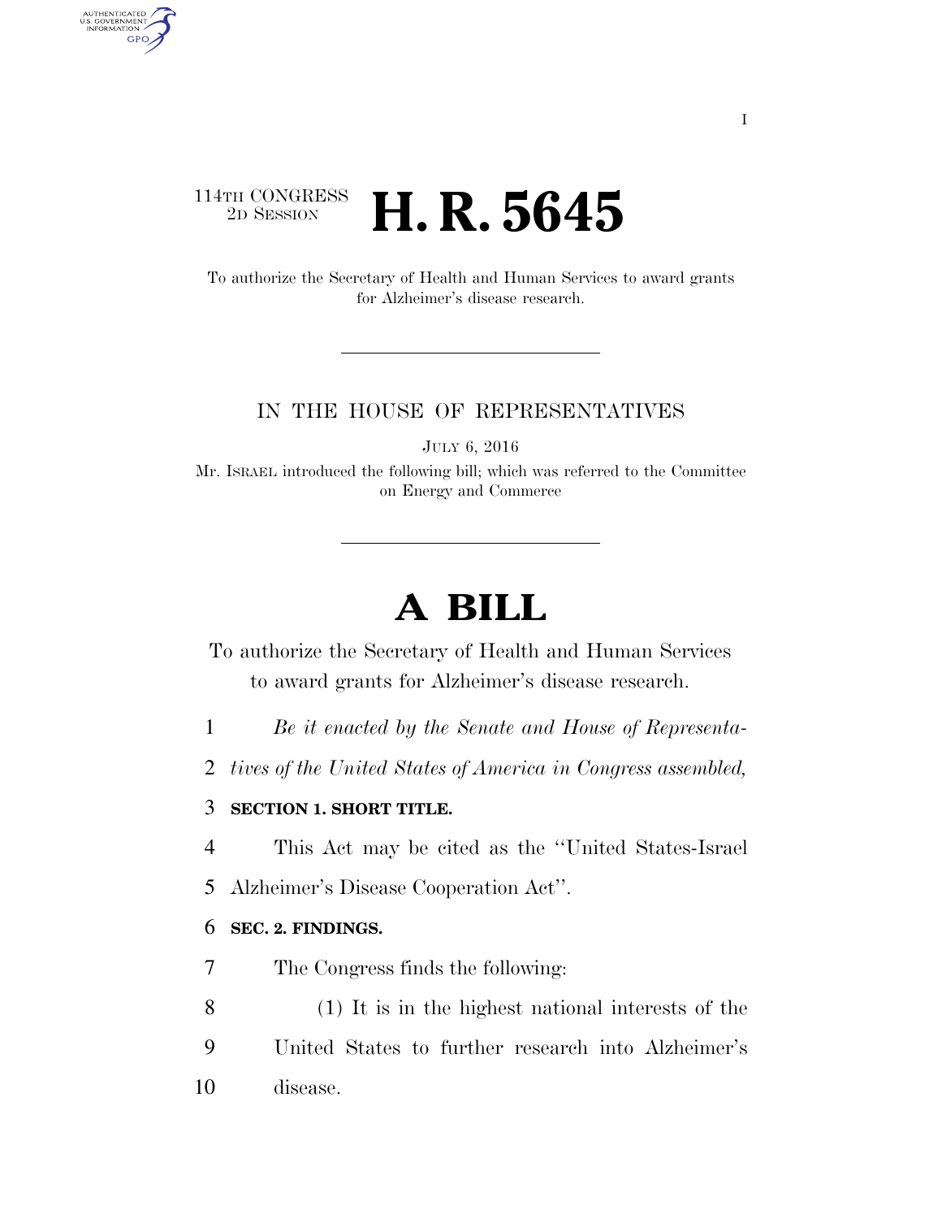114TH CONGRESS
2D SESSION

# H. R. 5645

To authorize the Secretary of Health and Human Services to award grants for Alzheimer's disease research.

---

IN THE HOUSE OF REPRESENTATIVES

JULY 6, 2016

Mr. ISRAEL introduced the following bill; which was referred to the Committee on Energy and Commerce

---

# A BILL

To authorize the Secretary of Health and Human Services to award grants for Alzheimer's disease research.

1 *Be it enacted by the Senate and House of Representa-*
2 *tives of the United States of America in Congress assembled,*

3 **SECTION 1. SHORT TITLE.**

4 This Act may be cited as the ''United States-Israel
5 Alzheimer's Disease Cooperation Act''.

6 **SEC. 2. FINDINGS.**

7 The Congress finds the following:

8 (1) It is in the highest national interests of the
9 United States to further research into Alzheimer's
10 disease.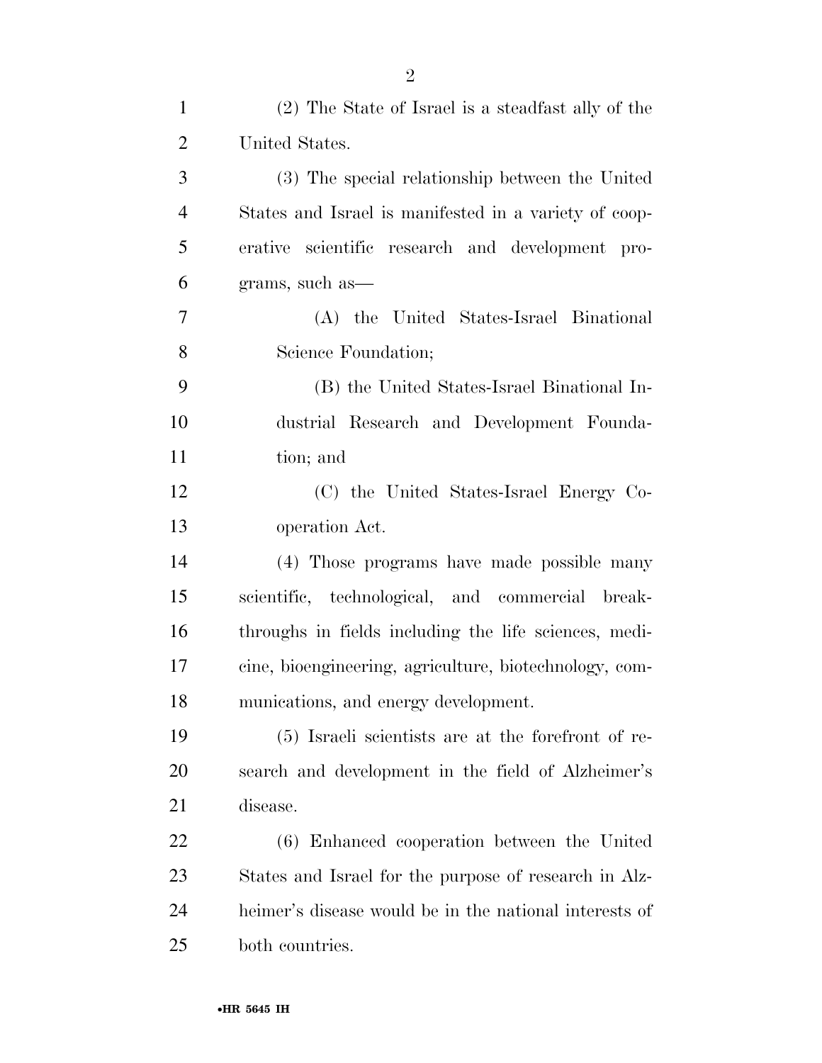(2) The State of Israel is a steadfast ally of the United States.

(3) The special relationship between the United States and Israel is manifested in a variety of cooperative scientific research and development programs, such as—

(A) the United States-Israel Binational Science Foundation;

(B) the United States-Israel Binational Industrial Research and Development Foundation; and

(C) the United States-Israel Energy Cooperation Act.

(4) Those programs have made possible many scientific, technological, and commercial breakthroughs in fields including the life sciences, medicine, bioengineering, agriculture, biotechnology, communications, and energy development.

(5) Israeli scientists are at the forefront of research and development in the field of Alzheimer's disease.

(6) Enhanced cooperation between the United States and Israel for the purpose of research in Alzheimer's disease would be in the national interests of both countries.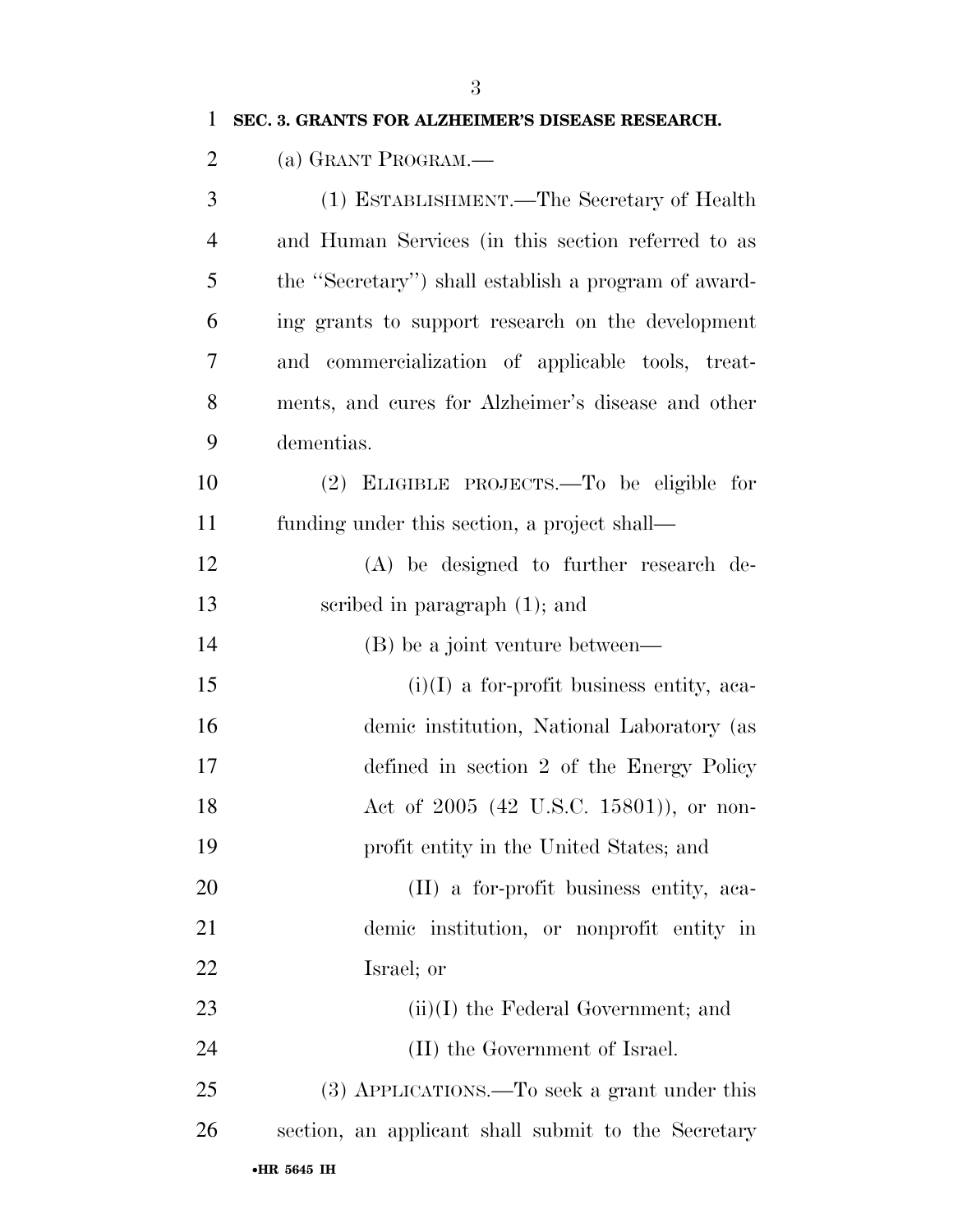**SEC. 3. GRANTS FOR ALZHEIMER'S DISEASE RESEARCH.**

(a) GRANT PROGRAM.—

(1) ESTABLISHMENT.—The Secretary of Health and Human Services (in this section referred to as the ''Secretary'') shall establish a program of awarding grants to support research on the development and commercialization of applicable tools, treatments, and cures for Alzheimer's disease and other dementias.

(2) ELIGIBLE PROJECTS.—To be eligible for funding under this section, a project shall—

(A) be designed to further research described in paragraph (1); and

(B) be a joint venture between—

(i)(I) a for-profit business entity, academic institution, National Laboratory (as defined in section 2 of the Energy Policy Act of 2005 (42 U.S.C. 15801)), or nonprofit entity in the United States; and

(II) a for-profit business entity, academic institution, or nonprofit entity in Israel; or

(ii)(I) the Federal Government; and

(II) the Government of Israel.

(3) APPLICATIONS.—To seek a grant under this section, an applicant shall submit to the Secretary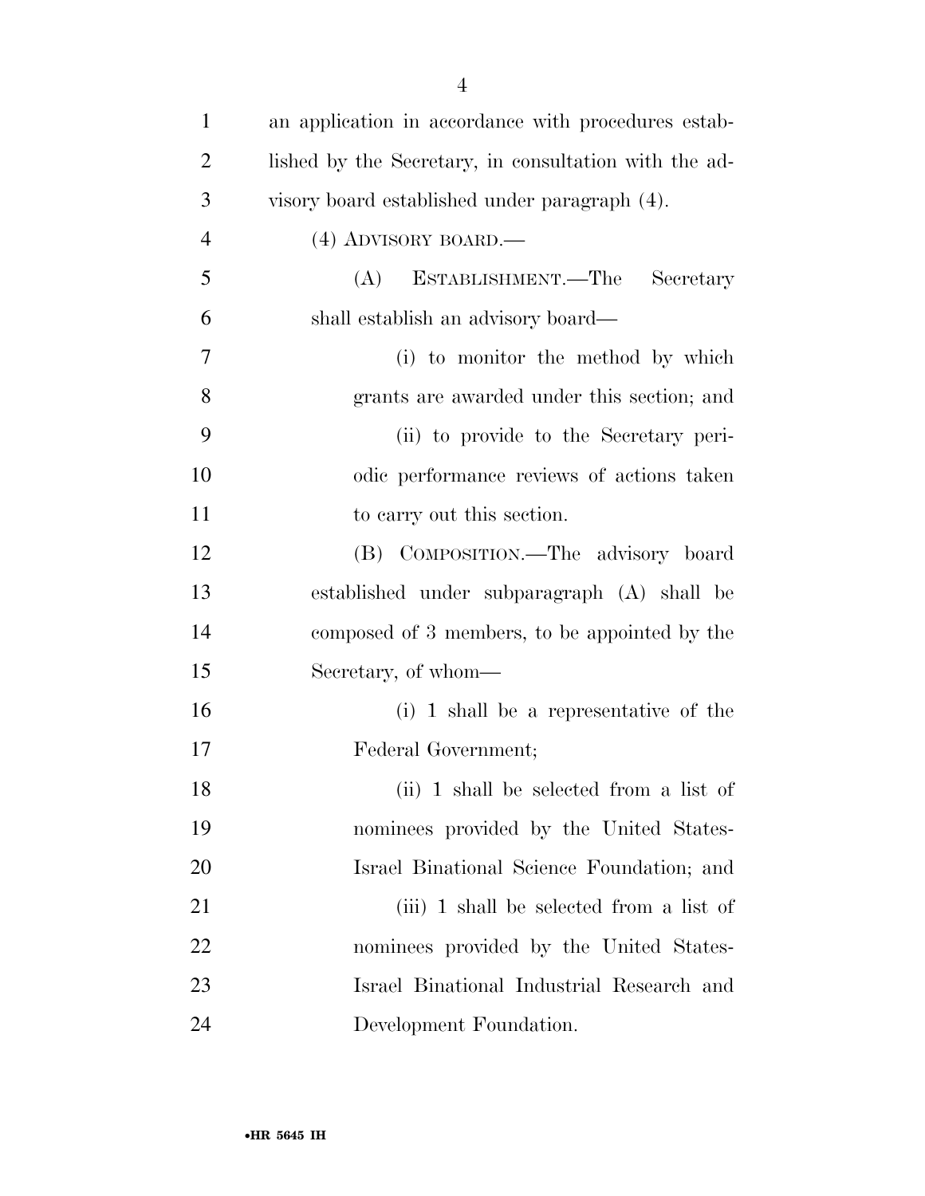an application in accordance with procedures established by the Secretary, in consultation with the advisory board established under paragraph (4).

(4) ADVISORY BOARD.—

(A) ESTABLISHMENT.—The Secretary shall establish an advisory board—

(i) to monitor the method by which grants are awarded under this section; and

(ii) to provide to the Secretary periodic performance reviews of actions taken to carry out this section.

(B) COMPOSITION.—The advisory board established under subparagraph (A) shall be composed of 3 members, to be appointed by the Secretary, of whom—

(i) 1 shall be a representative of the Federal Government;

(ii) 1 shall be selected from a list of nominees provided by the United States-Israel Binational Science Foundation; and

(iii) 1 shall be selected from a list of nominees provided by the United States-Israel Binational Industrial Research and Development Foundation.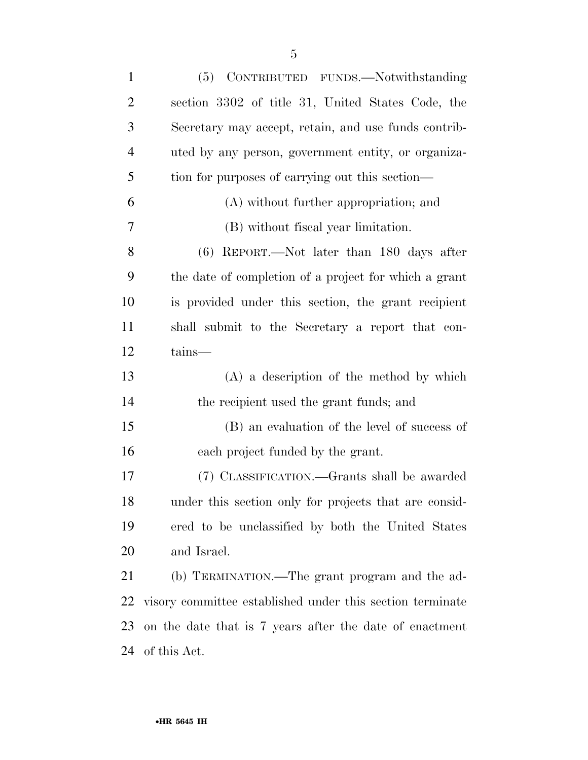(5) CONTRIBUTED FUNDS.—Notwithstanding section 3302 of title 31, United States Code, the Secretary may accept, retain, and use funds contributed by any person, government entity, or organization for purposes of carrying out this section—

(A) without further appropriation; and

(B) without fiscal year limitation.

(6) REPORT.—Not later than 180 days after the date of completion of a project for which a grant is provided under this section, the grant recipient shall submit to the Secretary a report that contains—

(A) a description of the method by which the recipient used the grant funds; and

(B) an evaluation of the level of success of each project funded by the grant.

(7) CLASSIFICATION.—Grants shall be awarded under this section only for projects that are considered to be unclassified by both the United States and Israel.

(b) TERMINATION.—The grant program and the advisory committee established under this section terminate on the date that is 7 years after the date of enactment of this Act.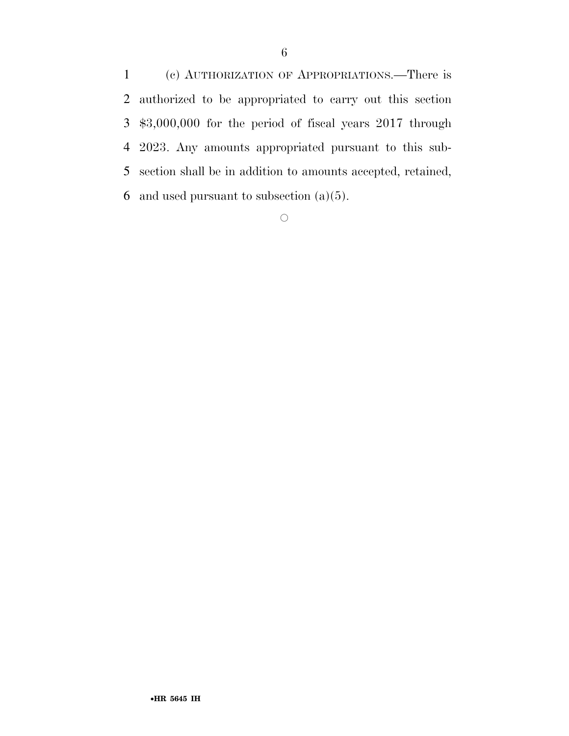(c) AUTHORIZATION OF APPROPRIATIONS.—There is authorized to be appropriated to carry out this section $3,000,000 for the period of fiscal years 2017 through 2023. Any amounts appropriated pursuant to this subsection shall be in addition to amounts accepted, retained, and used pursuant to subsection (a)(5).

○